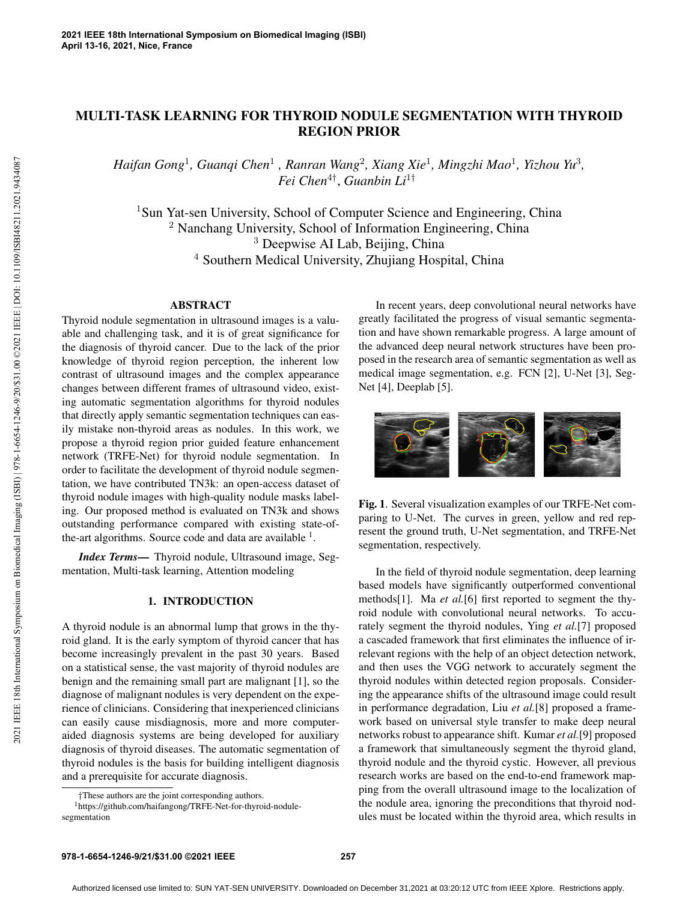# MULTI-TASK LEARNING FOR THYROID NODULE SEGMENTATION WITH THYROID REGION PRIOR

*Haifan Gong*[1]*, Guanqi Chen*[1] *, Ranran Wang*[2]*, Xiang Xie*[1]*, Mingzhi Mao*[1]*, Yizhou Yu*[3]*, Fei Chen*[4†]*, Guanbin Li*[1†]

[1] Sun Yat-sen University, School of Computer Science and Engineering, China
[2] Nanchang University, School of Information Engineering, China
[3] Deepwise AI Lab, Beijing, China
[4] Southern Medical University, Zhujiang Hospital, China

## ABSTRACT

Thyroid nodule segmentation in ultrasound images is a valuable and challenging task, and it is of great significance for the diagnosis of thyroid cancer. Due to the lack of the prior knowledge of thyroid region perception, the inherent low contrast of ultrasound images and the complex appearance changes between different frames of ultrasound video, existing automatic segmentation algorithms for thyroid nodules that directly apply semantic segmentation techniques can easily mistake non-thyroid areas as nodules. In this work, we propose a thyroid region prior guided feature enhancement network (TRFE-Net) for thyroid nodule segmentation. In order to facilitate the development of thyroid nodule segmentation, we have contributed TN3k: an open-access dataset of thyroid nodule images with high-quality nodule masks labeling. Our proposed method is evaluated on TN3k and shows outstanding performance compared with existing state-of-the-art algorithms. Source code and data are available [1].

***Index Terms*—** Thyroid nodule, Ultrasound image, Segmentation, Multi-task learning, Attention modeling

## 1. INTRODUCTION

A thyroid nodule is an abnormal lump that grows in the thyroid gland. It is the early symptom of thyroid cancer that has become increasingly prevalent in the past 30 years. Based on a statistical sense, the vast majority of thyroid nodules are benign and the remaining small part are malignant [1], so the diagnose of malignant nodules is very dependent on the experience of clinicians. Considering that inexperienced clinicians can easily cause misdiagnosis, more and more computer-aided diagnosis systems are being developed for auxiliary diagnosis of thyroid diseases. The automatic segmentation of thyroid nodules is the basis for building intelligent diagnosis and a prerequisite for accurate diagnosis.

†These authors are the joint corresponding authors.
[1] https://github.com/haifangong/TRFE-Net-for-thyroid-nodule-segmentation

In recent years, deep convolutional neural networks have greatly facilitated the progress of visual semantic segmentation and have shown remarkable progress. A large amount of the advanced deep neural network structures have been proposed in the research area of semantic segmentation as well as medical image segmentation, e.g. FCN [2], U-Net [3], SegNet [4], Deeplab [5].

**Fig. 1**. Several visualization examples of our TRFE-Net comparing to U-Net. The curves in green, yellow and red represent the ground truth, U-Net segmentation, and TRFE-Net segmentation, respectively.

In the field of thyroid nodule segmentation, deep learning based models have significantly outperformed conventional methods[1]. Ma *et al.*[6] first reported to segment the thyroid nodule with convolutional neural networks. To accurately segment the thyroid nodules, Ying *et al.*[7] proposed a cascaded framework that first eliminates the influence of irrelevant regions with the help of an object detection network, and then uses the VGG network to accurately segment the thyroid nodules within detected region proposals. Considering the appearance shifts of the ultrasound image could result in performance degradation, Liu *et al.*[8] proposed a framework based on universal style transfer to make deep neural networks robust to appearance shift. Kumar *et al.*[9] proposed a framework that simultaneously segment the thyroid gland, thyroid nodule and the thyroid cystic. However, all previous research works are based on the end-to-end framework mapping from the overall ultrasound image to the localization of the nodule area, ignoring the preconditions that thyroid nodules must be located within the thyroid area, which results in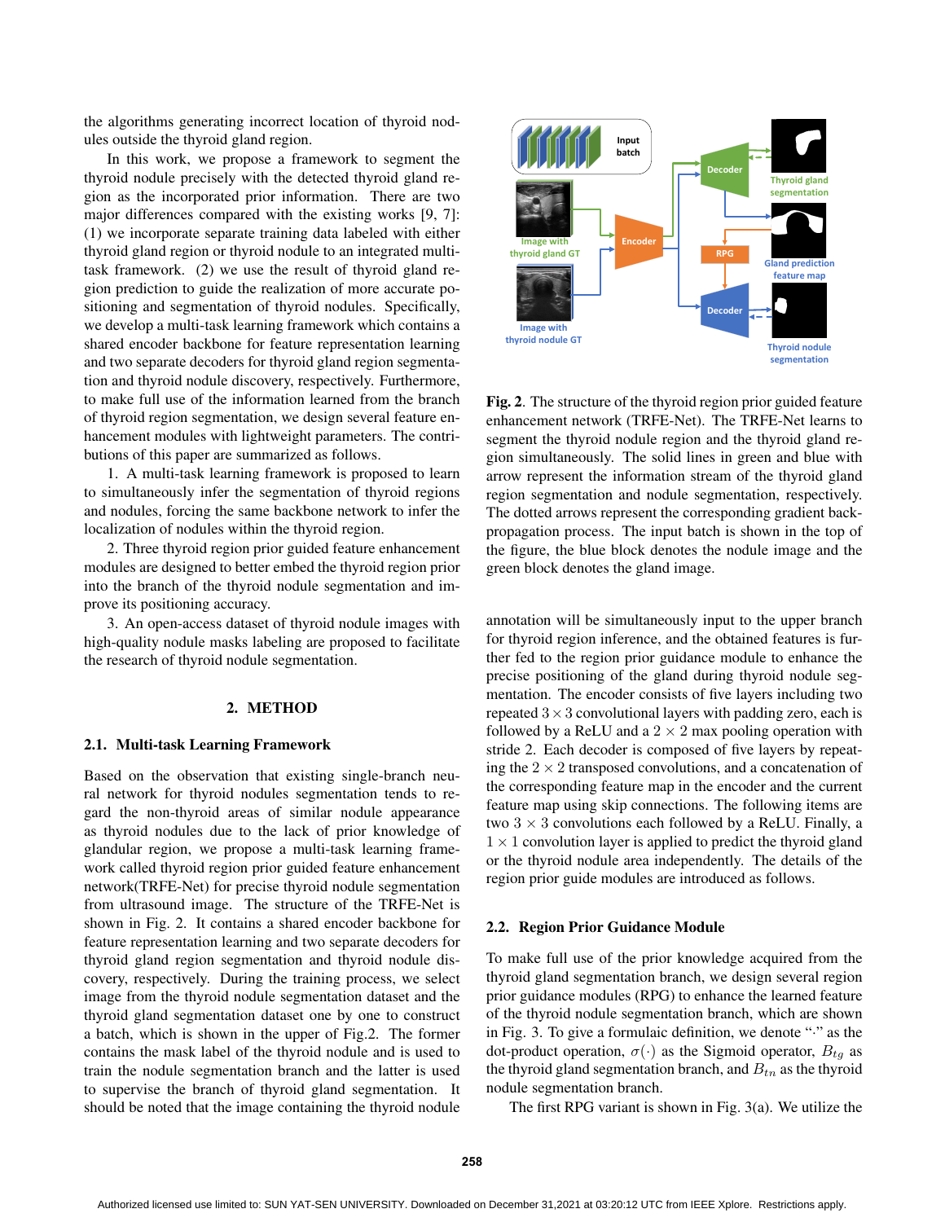the algorithms generating incorrect location of thyroid nodules outside the thyroid gland region.

In this work, we propose a framework to segment the thyroid nodule precisely with the detected thyroid gland region as the incorporated prior information. There are two major differences compared with the existing works [9, 7]: (1) we incorporate separate training data labeled with either thyroid gland region or thyroid nodule to an integrated multi-task framework. (2) we use the result of thyroid gland region prediction to guide the realization of more accurate positioning and segmentation of thyroid nodules. Specifically, we develop a multi-task learning framework which contains a shared encoder backbone for feature representation learning and two separate decoders for thyroid gland region segmentation and thyroid nodule discovery, respectively. Furthermore, to make full use of the information learned from the branch of thyroid region segmentation, we design several feature enhancement modules with lightweight parameters. The contributions of this paper are summarized as follows.

1. A multi-task learning framework is proposed to learn to simultaneously infer the segmentation of thyroid regions and nodules, forcing the same backbone network to infer the localization of nodules within the thyroid region.
2. Three thyroid region prior guided feature enhancement modules are designed to better embed the thyroid region prior into the branch of the thyroid nodule segmentation and improve its positioning accuracy.
3. An open-access dataset of thyroid nodule images with high-quality nodule masks labeling are proposed to facilitate the research of thyroid nodule segmentation.

## 2. METHOD

### 2.1. Multi-task Learning Framework

Based on the observation that existing single-branch neural network for thyroid nodules segmentation tends to regard the non-thyroid areas of similar nodule appearance as thyroid nodules due to the lack of prior knowledge of glandular region, we propose a multi-task learning framework called thyroid region prior guided feature enhancement network(TRFE-Net) for precise thyroid nodule segmentation from ultrasound image. The structure of the TRFE-Net is shown in Fig. 2. It contains a shared encoder backbone for feature representation learning and two separate decoders for thyroid gland region segmentation and thyroid nodule discovery, respectively. During the training process, we select image from the thyroid nodule segmentation dataset and the thyroid gland segmentation dataset one by one to construct a batch, which is shown in the upper of Fig.2. The former contains the mask label of the thyroid nodule and is used to train the nodule segmentation branch and the latter is used to supervise the branch of thyroid gland segmentation. It should be noted that the image containing the thyroid nodule

**Fig. 2**. The structure of the thyroid region prior guided feature enhancement network (TRFE-Net). The TRFE-Net learns to segment the thyroid nodule region and the thyroid gland region simultaneously. The solid lines in green and blue with arrow represent the information stream of the thyroid gland region segmentation and nodule segmentation, respectively. The dotted arrows represent the corresponding gradient back-propagation process. The input batch is shown in the top of the figure, the blue block denotes the nodule image and the green block denotes the gland image.

annotation will be simultaneously input to the upper branch for thyroid region inference, and the obtained features is further fed to the region prior guidance module to enhance the precise positioning of the gland during thyroid nodule segmentation. The encoder consists of five layers including two repeated $3 \times 3$ convolutional layers with padding zero, each is followed by a ReLU and a $2 \times 2$ max pooling operation with stride 2. Each decoder is composed of five layers by repeating the $2 \times 2$ transposed convolutions, and a concatenation of the corresponding feature map in the encoder and the current feature map using skip connections. The following items are two $3 \times 3$ convolutions each followed by a ReLU. Finally, a $1 \times 1$ convolution layer is applied to predict the thyroid gland or the thyroid nodule area independently. The details of the region prior guide modules are introduced as follows.

### 2.2. Region Prior Guidance Module

To make full use of the prior knowledge acquired from the thyroid gland segmentation branch, we design several region prior guidance modules (RPG) to enhance the learned feature of the thyroid nodule segmentation branch, which are shown in Fig. 3. To give a formulaic definition, we denote "$\cdot$" as the dot-product operation, $\sigma(\cdot)$ as the Sigmoid operator, $B_{tg}$ as the thyroid gland segmentation branch, and $B_{tn}$ as the thyroid nodule segmentation branch.

The first RPG variant is shown in Fig. 3(a). We utilize the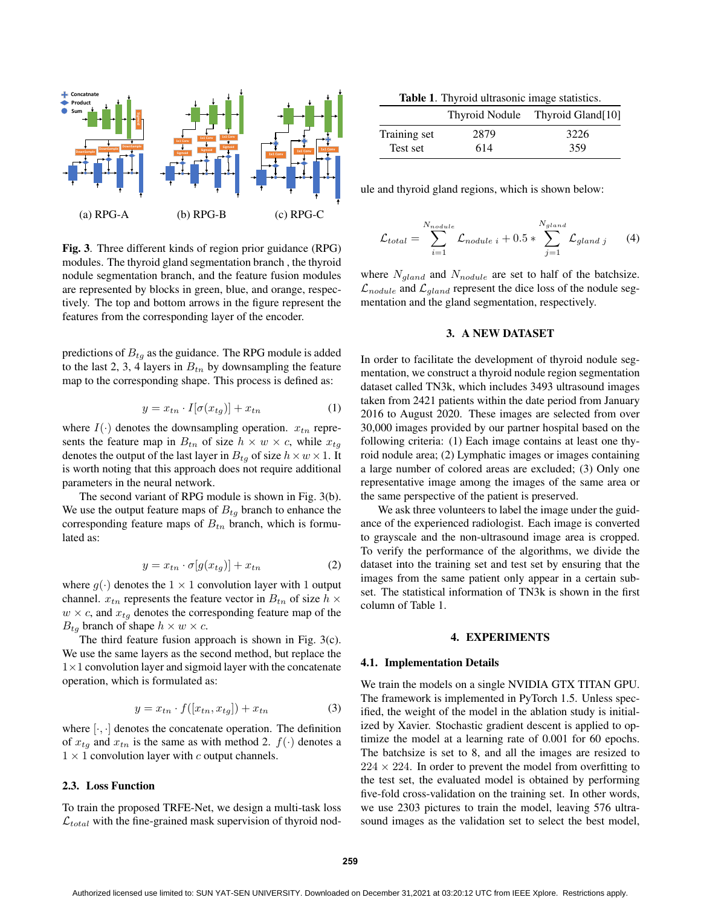(a) RPG-A (b) RPG-B (c) RPG-C

**Fig. 3**. Three different kinds of region prior guidance (RPG) modules. The thyroid gland segmentation branch , the thyroid nodule segmentation branch, and the feature fusion modules are represented by blocks in green, blue, and orange, respectively. The top and bottom arrows in the figure represent the features from the corresponding layer of the encoder.

predictions of $B_{tg}$ as the guidance. The RPG module is added to the last 2, 3, 4 layers in $B_{tn}$ by downsampling the feature map to the corresponding shape. This process is defined as:

$$y = x_{tn} \cdot I[\sigma(x_{tg})] + x_{tn} \tag{1}$$

where $I(\cdot)$ denotes the downsampling operation. $x_{tn}$ represents the feature map in $B_{tn}$ of size $h \times w \times c$, while $x_{tg}$ denotes the output of the last layer in $B_{tg}$ of size $h \times w \times 1$. It is worth noting that this approach does not require additional parameters in the neural network.

The second variant of RPG module is shown in Fig. 3(b). We use the output feature maps of $B_{tg}$ branch to enhance the corresponding feature maps of $B_{tn}$ branch, which is formulated as:

$$y = x_{tn} \cdot \sigma[g(x_{tg})] + x_{tn} \tag{2}$$

where $g(\cdot)$ denotes the $1 \times 1$ convolution layer with 1 output channel. $x_{tn}$ represents the feature vector in $B_{tn}$ of size $h \times w \times c$, and $x_{tg}$ denotes the corresponding feature map of the $B_{tg}$ branch of shape $h \times w \times c$.

The third feature fusion approach is shown in Fig. 3(c). We use the same layers as the second method, but replace the $1\times1$ convolution layer and sigmoid layer with the concatenate operation, which is formulated as:

$$y = x_{tn} \cdot f([x_{tn}, x_{tg}]) + x_{tn} \tag{3}$$

where $[\cdot, \cdot]$ denotes the concatenate operation. The definition of $x_{tg}$ and $x_{tn}$ is the same as with method 2. $f(\cdot)$ denotes a $1 \times 1$ convolution layer with $c$ output channels.

### 2.3. Loss Function

To train the proposed TRFE-Net, we design a multi-task loss $\mathcal{L}_{total}$ with the fine-grained mask supervision of thyroid nodule and thyroid gland regions, which is shown below:

$$\mathcal{L}_{total} = \sum_{i=1}^{N_{nodule}} \mathcal{L}_{nodule\ i} + 0.5 * \sum_{j=1}^{N_{gland}} \mathcal{L}_{gland\ j} \tag{4}$$

where $N_{gland}$ and $N_{nodule}$ are set to half of the batchsize. $\mathcal{L}_{nodule}$ and $\mathcal{L}_{gland}$ represent the dice loss of the nodule segmentation and the gland segmentation, respectively.

**Table 1**. Thyroid ultrasonic image statistics.

| | Thyroid Nodule | Thyroid Gland[10] |
|---|---|---|
| Training set | 2879 | 3226 |
| Test set | 614 | 359 |

## 3. A NEW DATASET

In order to facilitate the development of thyroid nodule segmentation, we construct a thyroid nodule region segmentation dataset called TN3k, which includes 3493 ultrasound images taken from 2421 patients within the date period from January 2016 to August 2020. These images are selected from over 30,000 images provided by our partner hospital based on the following criteria: (1) Each image contains at least one thyroid nodule area; (2) Lymphatic images or images containing a large number of colored areas are excluded; (3) Only one representative image among the images of the same area or the same perspective of the patient is preserved.

We ask three volunteers to label the image under the guidance of the experienced radiologist. Each image is converted to grayscale and the non-ultrasound image area is cropped. To verify the performance of the algorithms, we divide the dataset into the training set and test set by ensuring that the images from the same patient only appear in a certain subset. The statistical information of TN3k is shown in the first column of Table 1.

## 4. EXPERIMENTS

### 4.1. Implementation Details

We train the models on a single NVIDIA GTX TITAN GPU. The framework is implemented in PyTorch 1.5. Unless specified, the weight of the model in the ablation study is initialized by Xavier. Stochastic gradient descent is applied to optimize the model at a learning rate of 0.001 for 60 epochs. The batchsize is set to 8, and all the images are resized to $224 \times 224$. In order to prevent the model from overfitting to the test set, the evaluated model is obtained by performing five-fold cross-validation on the training set. In other words, we use 2303 pictures to train the model, leaving 576 ultrasound images as the validation set to select the best model,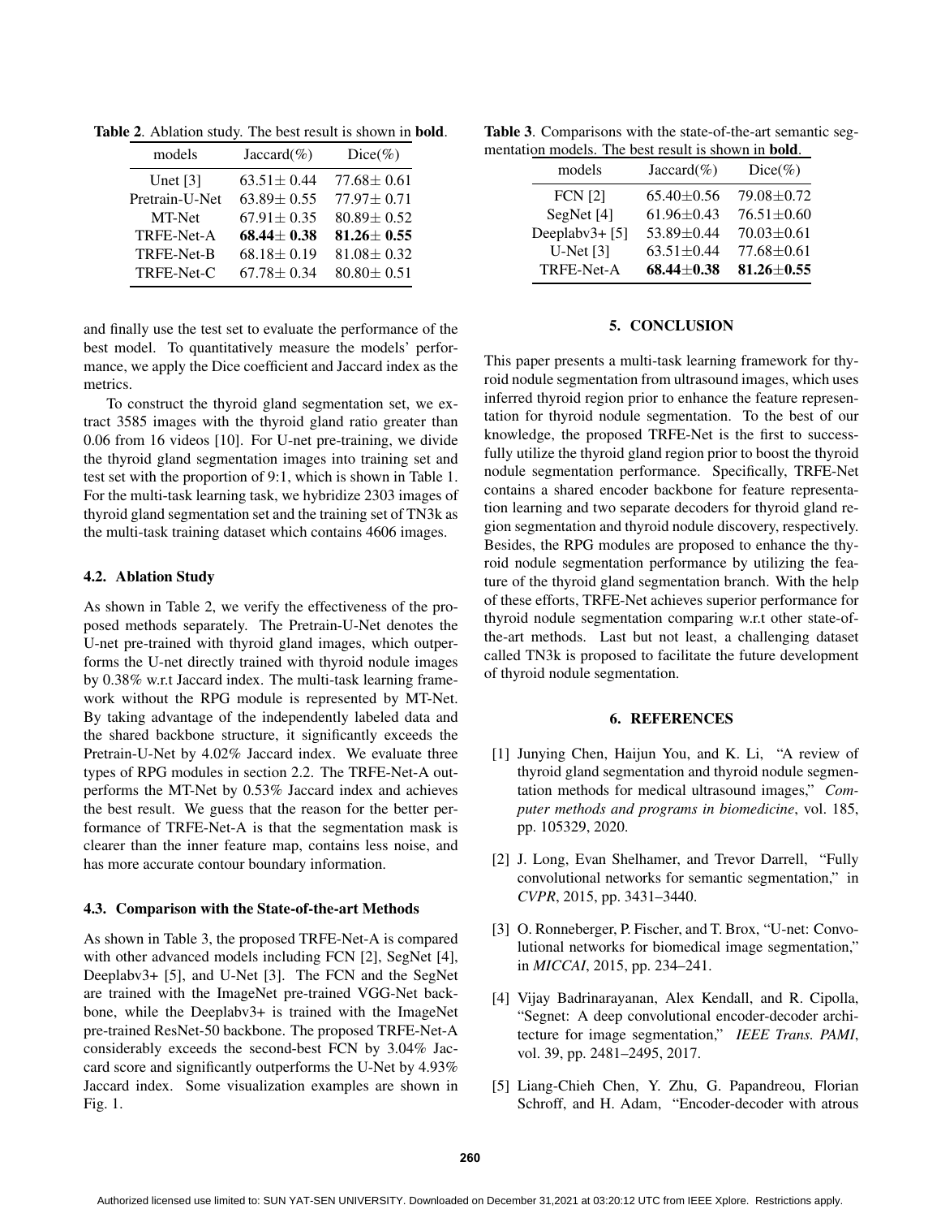**Table 2**. Ablation study. The best result is shown in **bold**.

| models | Jaccard(%) | Dice(%) |
|---|---|---|
| Unet [3] | 63.51± 0.44 | 77.68± 0.61 |
| Pretrain-U-Net | 63.89± 0.55 | 77.97± 0.71 |
| MT-Net | 67.91± 0.35 | 80.89± 0.52 |
| TRFE-Net-A | **68.44± 0.38** | **81.26± 0.55** |
| TRFE-Net-B | 68.18± 0.19 | 81.08± 0.32 |
| TRFE-Net-C | 67.78± 0.34 | 80.80± 0.51 |

and finally use the test set to evaluate the performance of the best model. To quantitatively measure the models' performance, we apply the Dice coefficient and Jaccard index as the metrics.

To construct the thyroid gland segmentation set, we extract 3585 images with the thyroid gland ratio greater than 0.06 from 16 videos [10]. For U-net pre-training, we divide the thyroid gland segmentation images into training set and test set with the proportion of 9:1, which is shown in Table 1. For the multi-task learning task, we hybridize 2303 images of thyroid gland segmentation set and the training set of TN3k as the multi-task training dataset which contains 4606 images.

### 4.2. Ablation Study

As shown in Table 2, we verify the effectiveness of the proposed methods separately. The Pretrain-U-Net denotes the U-net pre-trained with thyroid gland images, which outperforms the U-net directly trained with thyroid nodule images by 0.38% w.r.t Jaccard index. The multi-task learning framework without the RPG module is represented by MT-Net. By taking advantage of the independently labeled data and the shared backbone structure, it significantly exceeds the Pretrain-U-Net by 4.02% Jaccard index. We evaluate three types of RPG modules in section 2.2. The TRFE-Net-A outperforms the MT-Net by 0.53% Jaccard index and achieves the best result. We guess that the reason for the better performance of TRFE-Net-A is that the segmentation mask is clearer than the inner feature map, contains less noise, and has more accurate contour boundary information.

### 4.3. Comparison with the State-of-the-art Methods

As shown in Table 3, the proposed TRFE-Net-A is compared with other advanced models including FCN [2], SegNet [4], Deeplabv3+ [5], and U-Net [3]. The FCN and the SegNet are trained with the ImageNet pre-trained VGG-Net backbone, while the Deeplabv3+ is trained with the ImageNet pre-trained ResNet-50 backbone. The proposed TRFE-Net-A considerably exceeds the second-best FCN by 3.04% Jaccard score and significantly outperforms the U-Net by 4.93% Jaccard index. Some visualization examples are shown in Fig. 1.

**Table 3**. Comparisons with the state-of-the-art semantic segmentation models. The best result is shown in **bold**.

| models | Jaccard(%) | Dice(%) |
|---|---|---|
| FCN [2] | 65.40±0.56 | 79.08±0.72 |
| SegNet [4] | 61.96±0.43 | 76.51±0.60 |
| Deeplabv3+ [5] | 53.89±0.44 | 70.03±0.61 |
| U-Net [3] | 63.51±0.44 | 77.68±0.61 |
| TRFE-Net-A | **68.44±0.38** | **81.26±0.55** |

## 5. CONCLUSION

This paper presents a multi-task learning framework for thyroid nodule segmentation from ultrasound images, which uses inferred thyroid region prior to enhance the feature representation for thyroid nodule segmentation. To the best of our knowledge, the proposed TRFE-Net is the first to successfully utilize the thyroid gland region prior to boost the thyroid nodule segmentation performance. Specifically, TRFE-Net contains a shared encoder backbone for feature representation learning and two separate decoders for thyroid gland region segmentation and thyroid nodule discovery, respectively. Besides, the RPG modules are proposed to enhance the thyroid nodule segmentation performance by utilizing the feature of the thyroid gland segmentation branch. With the help of these efforts, TRFE-Net achieves superior performance for thyroid nodule segmentation comparing w.r.t other state-of-the-art methods. Last but not least, a challenging dataset called TN3k is proposed to facilitate the future development of thyroid nodule segmentation.

## 6. REFERENCES

[1] Junying Chen, Haijun You, and K. Li, "A review of thyroid gland segmentation and thyroid nodule segmentation methods for medical ultrasound images," *Computer methods and programs in biomedicine*, vol. 185, pp. 105329, 2020.

[2] J. Long, Evan Shelhamer, and Trevor Darrell, "Fully convolutional networks for semantic segmentation," in *CVPR*, 2015, pp. 3431–3440.

[3] O. Ronneberger, P. Fischer, and T. Brox, "U-net: Convolutional networks for biomedical image segmentation," in *MICCAI*, 2015, pp. 234–241.

[4] Vijay Badrinarayanan, Alex Kendall, and R. Cipolla, "Segnet: A deep convolutional encoder-decoder architecture for image segmentation," *IEEE Trans. PAMI*, vol. 39, pp. 2481–2495, 2017.

[5] Liang-Chieh Chen, Y. Zhu, G. Papandreou, Florian Schroff, and H. Adam, "Encoder-decoder with atrous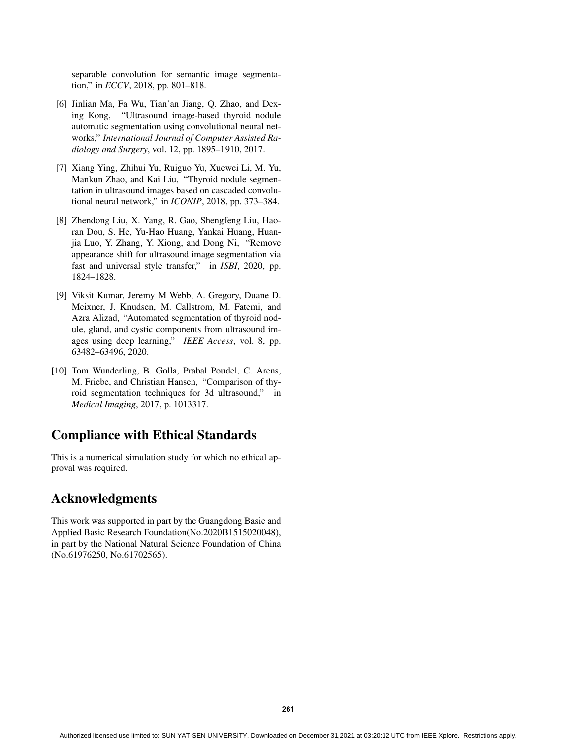separable convolution for semantic image segmentation," in *ECCV*, 2018, pp. 801–818.

[6] Jinlian Ma, Fa Wu, Tian'an Jiang, Q. Zhao, and Dexing Kong, "Ultrasound image-based thyroid nodule automatic segmentation using convolutional neural networks," *International Journal of Computer Assisted Radiology and Surgery*, vol. 12, pp. 1895–1910, 2017.

[7] Xiang Ying, Zhihui Yu, Ruiguo Yu, Xuewei Li, M. Yu, Mankun Zhao, and Kai Liu, "Thyroid nodule segmentation in ultrasound images based on cascaded convolutional neural network," in *ICONIP*, 2018, pp. 373–384.

[8] Zhendong Liu, X. Yang, R. Gao, Shengfeng Liu, Haoran Dou, S. He, Yu-Hao Huang, Yankai Huang, Huanjia Luo, Y. Zhang, Y. Xiong, and Dong Ni, "Remove appearance shift for ultrasound image segmentation via fast and universal style transfer," in *ISBI*, 2020, pp. 1824–1828.

[9] Viksit Kumar, Jeremy M Webb, A. Gregory, Duane D. Meixner, J. Knudsen, M. Callstrom, M. Fatemi, and Azra Alizad, "Automated segmentation of thyroid nodule, gland, and cystic components from ultrasound images using deep learning," *IEEE Access*, vol. 8, pp. 63482–63496, 2020.

[10] Tom Wunderling, B. Golla, Prabal Poudel, C. Arens, M. Friebe, and Christian Hansen, "Comparison of thyroid segmentation techniques for 3d ultrasound," in *Medical Imaging*, 2017, p. 1013317.

## Compliance with Ethical Standards

This is a numerical simulation study for which no ethical approval was required.

## Acknowledgments

This work was supported in part by the Guangdong Basic and Applied Basic Research Foundation(No.2020B1515020048), in part by the National Natural Science Foundation of China (No.61976250, No.61702565).